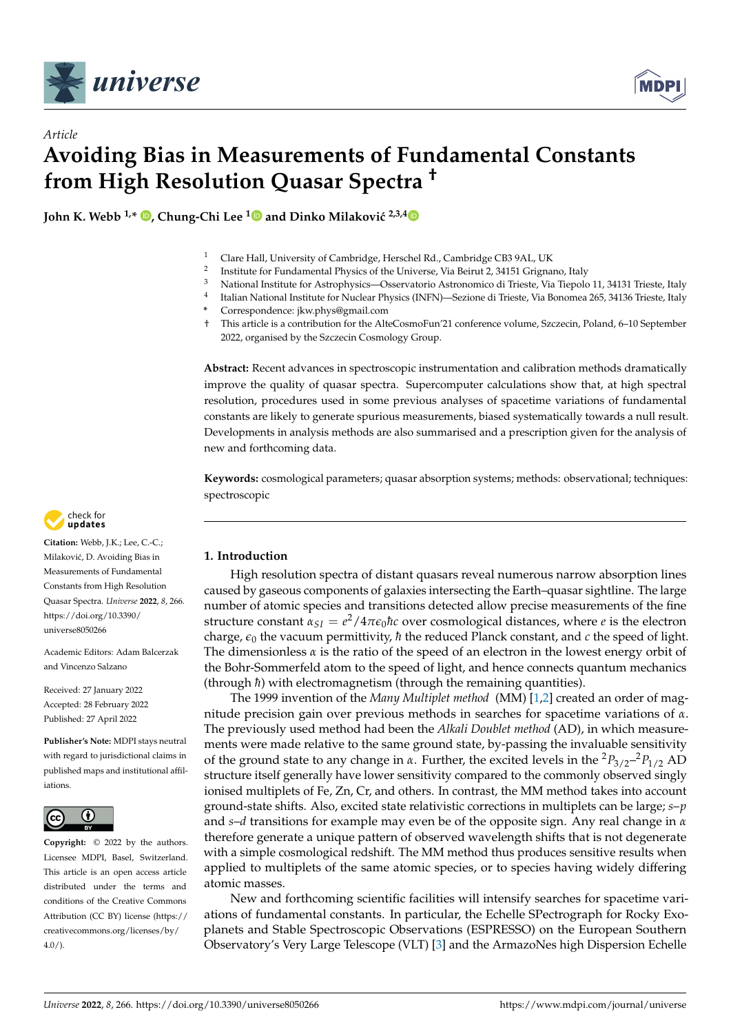*Article*

# Avoiding Bias in Measurements of Fundamental Constants from High Resolution Quasar Spectra †

**John K. Webb [1,*], Chung-Chi Lee [1] and Dinko Milaković [2,3,4]**

[1] Clare Hall, University of Cambridge, Herschel Rd., Cambridge CB3 9AL, UK
[2] Institute for Fundamental Physics of the Universe, Via Beirut 2, 34151 Grignano, Italy
[3] National Institute for Astrophysics—Osservatorio Astronomico di Trieste, Via Tiepolo 11, 34131 Trieste, Italy
[4] Italian National Institute for Nuclear Physics (INFN)—Sezione di Trieste, Via Bonomea 265, 34136 Trieste, Italy
\* Correspondence: jkw.phys@gmail.com
† This article is a contribution for the AlteCosmoFun'21 conference volume, Szczecin, Poland, 6–10 September 2022, organised by the Szczecin Cosmology Group.

**Abstract:** Recent advances in spectroscopic instrumentation and calibration methods dramatically improve the quality of quasar spectra. Supercomputer calculations show that, at high spectral resolution, procedures used in some previous analyses of spacetime variations of fundamental constants are likely to generate spurious measurements, biased systematically towards a null result. Developments in analysis methods are also summarised and a prescription given for the analysis of new and forthcoming data.

**Keywords:** cosmological parameters; quasar absorption systems; methods: observational; techniques: spectroscopic

**Citation:** Webb, J.K.; Lee, C.-C.; Milaković, D. Avoiding Bias in Measurements of Fundamental Constants from High Resolution Quasar Spectra. *Universe* **2022**, *8*, 266. https://doi.org/10.3390/universe8050266

Academic Editors: Adam Balcerzak and Vincenzo Salzano

Received: 27 January 2022
Accepted: 28 February 2022
Published: 27 April 2022

**Publisher's Note:** MDPI stays neutral with regard to jurisdictional claims in published maps and institutional affiliations.

**Copyright:** © 2022 by the authors. Licensee MDPI, Basel, Switzerland. This article is an open access article distributed under the terms and conditions of the Creative Commons Attribution (CC BY) license (https://creativecommons.org/licenses/by/4.0/).

## 1. Introduction

High resolution spectra of distant quasars reveal numerous narrow absorption lines caused by gaseous components of galaxies intersecting the Earth–quasar sightline. The large number of atomic species and transitions detected allow precise measurements of the fine structure constant $\alpha_{SI} = e^2/4\pi\epsilon_0\hbar c$ over cosmological distances, where $e$ is the electron charge, $\epsilon_0$ the vacuum permittivity, $\hbar$ the reduced Planck constant, and $c$ the speed of light. The dimensionless $\alpha$ is the ratio of the speed of an electron in the lowest energy orbit of the Bohr-Sommerfeld atom to the speed of light, and hence connects quantum mechanics (through $\hbar$) with electromagnetism (through the remaining quantities).

The 1999 invention of the *Many Multiplet method* (MM) [1,2] created an order of magnitude precision gain over previous methods in searches for spacetime variations of $\alpha$. The previously used method had been the *Alkali Doublet method* (AD), in which measurements were made relative to the same ground state, by-passing the invaluable sensitivity of the ground state to any change in $\alpha$. Further, the excited levels in the $^2P_{3/2}$–$^2P_{1/2}$ AD structure itself generally have lower sensitivity compared to the commonly observed singly ionised multiplets of Fe, Zn, Cr, and others. In contrast, the MM method takes into account ground-state shifts. Also, excited state relativistic corrections in multiplets can be large; *s*–*p* and *s*–*d* transitions for example may even be of the opposite sign. Any real change in $\alpha$ therefore generate a unique pattern of observed wavelength shifts that is not degenerate with a simple cosmological redshift. The MM method thus produces sensitive results when applied to multiplets of the same atomic species, or to species having widely differing atomic masses.

New and forthcoming scientific facilities will intensify searches for spacetime variations of fundamental constants. In particular, the Echelle SPectrograph for Rocky Exoplanets and Stable Spectroscopic Observations (ESPRESSO) on the European Southern Observatory's Very Large Telescope (VLT) [3] and the ArmazoNes high Dispersion Echelle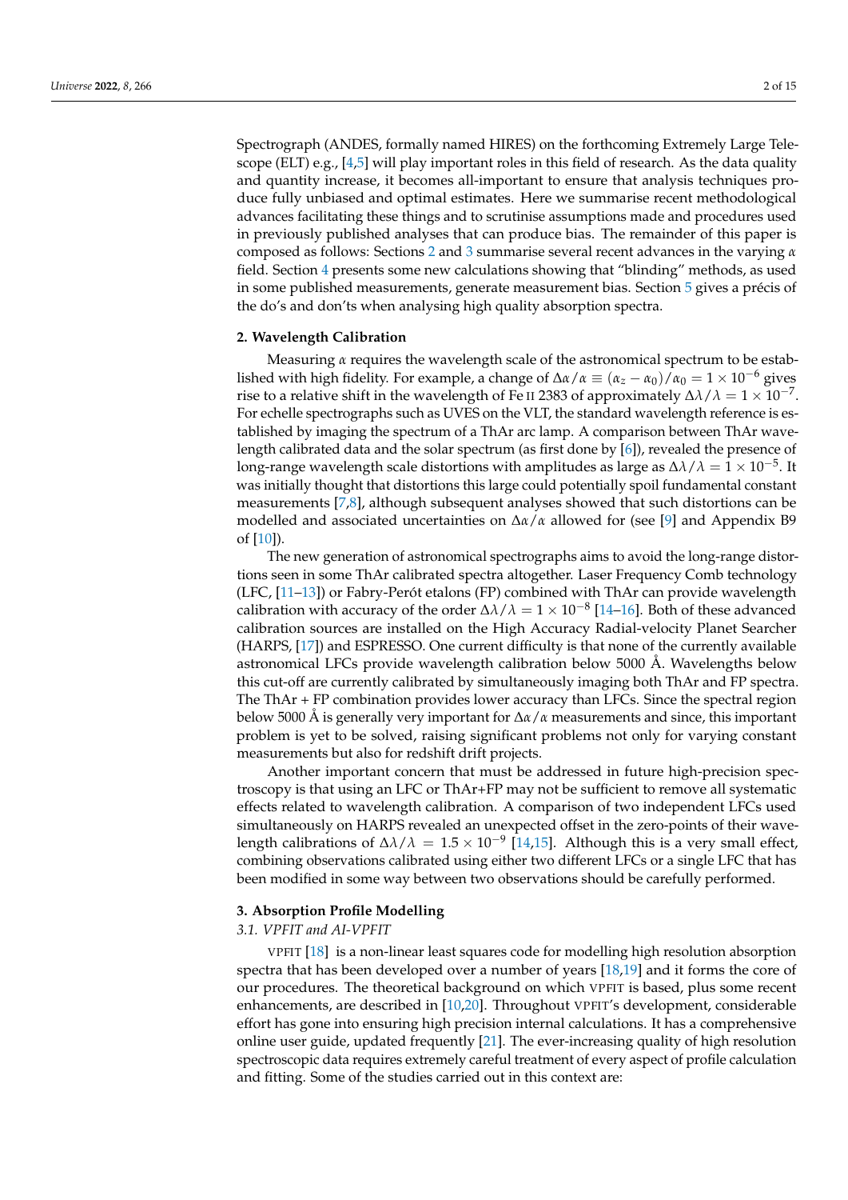Spectrograph (ANDES, formally named HIRES) on the forthcoming Extremely Large Telescope (ELT) e.g., [4,5] will play important roles in this field of research. As the data quality and quantity increase, it becomes all-important to ensure that analysis techniques produce fully unbiased and optimal estimates. Here we summarise recent methodological advances facilitating these things and to scrutinise assumptions made and procedures used in previously published analyses that can produce bias. The remainder of this paper is composed as follows: Sections 2 and 3 summarise several recent advances in the varying $\alpha$ field. Section 4 presents some new calculations showing that "blinding" methods, as used in some published measurements, generate measurement bias. Section 5 gives a précis of the do's and don'ts when analysing high quality absorption spectra.

## 2. Wavelength Calibration

Measuring $\alpha$ requires the wavelength scale of the astronomical spectrum to be established with high fidelity. For example, a change of $\Delta\alpha/\alpha \equiv (\alpha_z - \alpha_0)/\alpha_0 = 1 \times 10^{-6}$ gives rise to a relative shift in the wavelength of Fe II 2383 of approximately $\Delta\lambda/\lambda = 1 \times 10^{-7}$. For echelle spectrographs such as UVES on the VLT, the standard wavelength reference is established by imaging the spectrum of a ThAr arc lamp. A comparison between ThAr wavelength calibrated data and the solar spectrum (as first done by [6]), revealed the presence of long-range wavelength scale distortions with amplitudes as large as $\Delta\lambda/\lambda = 1 \times 10^{-5}$. It was initially thought that distortions this large could potentially spoil fundamental constant measurements [7,8], although subsequent analyses showed that such distortions can be modelled and associated uncertainties on $\Delta\alpha/\alpha$ allowed for (see [9] and Appendix B9 of [10]).

The new generation of astronomical spectrographs aims to avoid the long-range distortions seen in some ThAr calibrated spectra altogether. Laser Frequency Comb technology (LFC, [11–13]) or Fabry-Perót etalons (FP) combined with ThAr can provide wavelength calibration with accuracy of the order $\Delta\lambda/\lambda = 1 \times 10^{-8}$ [14–16]. Both of these advanced calibration sources are installed on the High Accuracy Radial-velocity Planet Searcher (HARPS, [17]) and ESPRESSO. One current difficulty is that none of the currently available astronomical LFCs provide wavelength calibration below 5000 Å. Wavelengths below this cut-off are currently calibrated by simultaneously imaging both ThAr and FP spectra. The ThAr + FP combination provides lower accuracy than LFCs. Since the spectral region below 5000 Å is generally very important for $\Delta\alpha/\alpha$ measurements and since, this important problem is yet to be solved, raising significant problems not only for varying constant measurements but also for redshift drift projects.

Another important concern that must be addressed in future high-precision spectroscopy is that using an LFC or ThAr+FP may not be sufficient to remove all systematic effects related to wavelength calibration. A comparison of two independent LFCs used simultaneously on HARPS revealed an unexpected offset in the zero-points of their wavelength calibrations of $\Delta\lambda/\lambda = 1.5 \times 10^{-9}$ [14,15]. Although this is a very small effect, combining observations calibrated using either two different LFCs or a single LFC that has been modified in some way between two observations should be carefully performed.

## 3. Absorption Profile Modelling

### 3.1. VPFIT and AI-VPFIT

VPFIT [18] is a non-linear least squares code for modelling high resolution absorption spectra that has been developed over a number of years [18,19] and it forms the core of our procedures. The theoretical background on which VPFIT is based, plus some recent enhancements, are described in [10,20]. Throughout VPFIT's development, considerable effort has gone into ensuring high precision internal calculations. It has a comprehensive online user guide, updated frequently [21]. The ever-increasing quality of high resolution spectroscopic data requires extremely careful treatment of every aspect of profile calculation and fitting. Some of the studies carried out in this context are: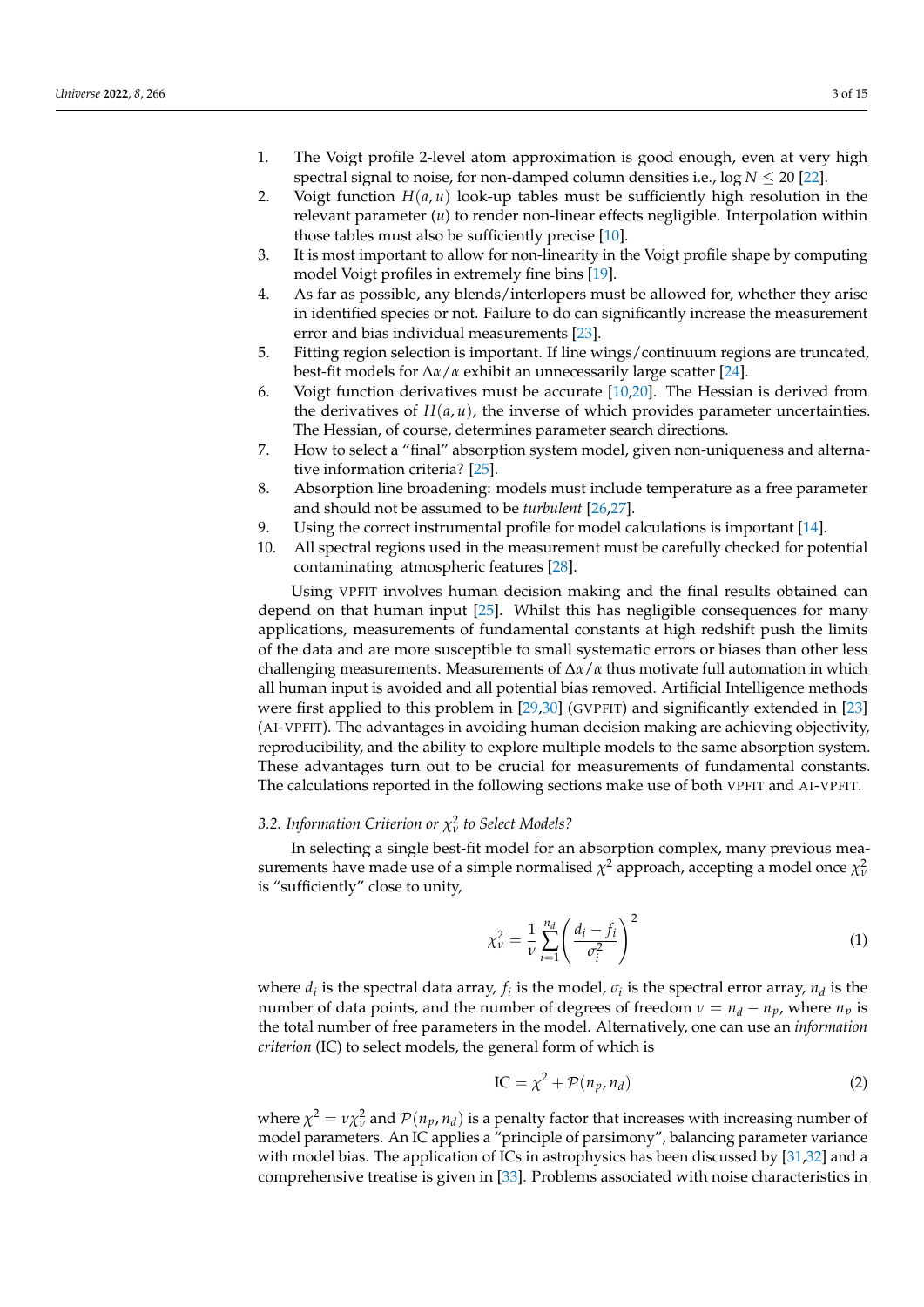1. The Voigt profile 2-level atom approximation is good enough, even at very high spectral signal to noise, for non-damped column densities i.e., $\log N \leq 20$ [22].
2. Voigt function $H(a,u)$ look-up tables must be sufficiently high resolution in the relevant parameter ($u$) to render non-linear effects negligible. Interpolation within those tables must also be sufficiently precise [10].
3. It is most important to allow for non-linearity in the Voigt profile shape by computing model Voigt profiles in extremely fine bins [19].
4. As far as possible, any blends/interlopers must be allowed for, whether they arise in identified species or not. Failure to do can significantly increase the measurement error and bias individual measurements [23].
5. Fitting region selection is important. If line wings/continuum regions are truncated, best-fit models for $\Delta\alpha/\alpha$ exhibit an unnecessarily large scatter [24].
6. Voigt function derivatives must be accurate [10,20]. The Hessian is derived from the derivatives of $H(a,u)$, the inverse of which provides parameter uncertainties. The Hessian, of course, determines parameter search directions.
7. How to select a "final" absorption system model, given non-uniqueness and alternative information criteria? [25].
8. Absorption line broadening: models must include temperature as a free parameter and should not be assumed to be *turbulent* [26,27].
9. Using the correct instrumental profile for model calculations is important [14].
10. All spectral regions used in the measurement must be carefully checked for potential contaminating atmospheric features [28].

Using VPFIT involves human decision making and the final results obtained can depend on that human input [25]. Whilst this has negligible consequences for many applications, measurements of fundamental constants at high redshift push the limits of the data and are more susceptible to small systematic errors or biases than other less challenging measurements. Measurements of $\Delta\alpha/\alpha$ thus motivate full automation in which all human input is avoided and all potential bias removed. Artificial Intelligence methods were first applied to this problem in [29,30] (GVPFIT) and significantly extended in [23] (AI-VPFIT). The advantages in avoiding human decision making are achieving objectivity, reproducibility, and the ability to explore multiple models to the same absorption system. These advantages turn out to be crucial for measurements of fundamental constants. The calculations reported in the following sections make use of both VPFIT and AI-VPFIT.

### 3.2. Information Criterion or $\chi^2_\nu$ to Select Models?

In selecting a single best-fit model for an absorption complex, many previous measurements have made use of a simple normalised $\chi^2$ approach, accepting a model once $\chi^2_\nu$ is "sufficiently" close to unity,

$$\chi^2_\nu = \frac{1}{\nu}\sum_{i=1}^{n_d}\left(\frac{d_i - f_i}{\sigma_i^2}\right)^2 \tag{1}$$

where $d_i$ is the spectral data array, $f_i$ is the model, $\sigma_i$ is the spectral error array, $n_d$ is the number of data points, and the number of degrees of freedom $\nu = n_d - n_p$, where $n_p$ is the total number of free parameters in the model. Alternatively, one can use an *information criterion* (IC) to select models, the general form of which is

$$\text{IC} = \chi^2 + \mathcal{P}(n_p, n_d) \tag{2}$$

where $\chi^2 = \nu\chi^2_\nu$ and $\mathcal{P}(n_p, n_d)$ is a penalty factor that increases with increasing number of model parameters. An IC applies a "principle of parsimony", balancing parameter variance with model bias. The application of ICs in astrophysics has been discussed by [31,32] and a comprehensive treatise is given in [33]. Problems associated with noise characteristics in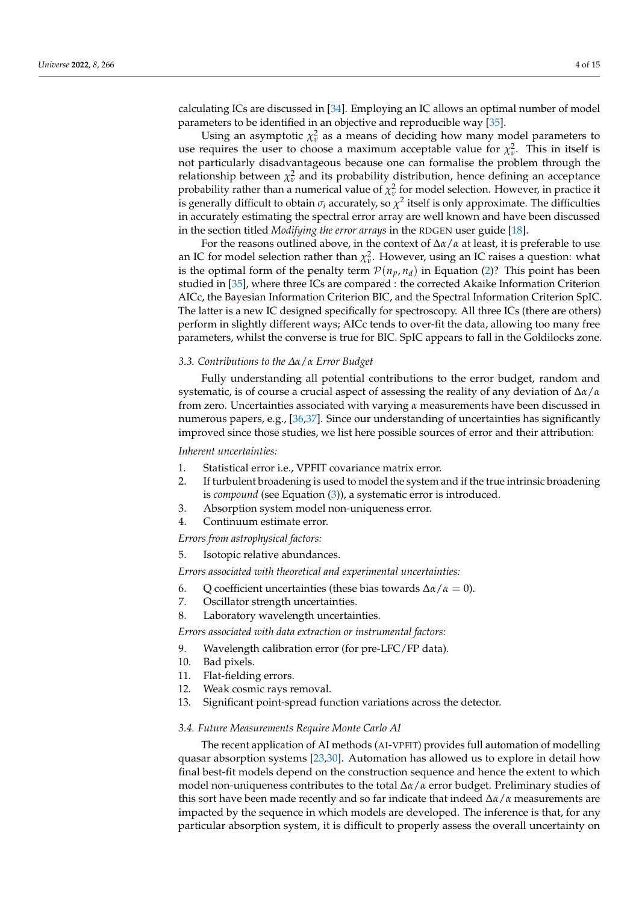calculating ICs are discussed in [34]. Employing an IC allows an optimal number of model parameters to be identified in an objective and reproducible way [35].

Using an asymptotic $\chi^2_\nu$ as a means of deciding how many model parameters to use requires the user to choose a maximum acceptable value for $\chi^2_\nu$. This in itself is not particularly disadvantageous because one can formalise the problem through the relationship between $\chi^2_\nu$ and its probability distribution, hence defining an acceptance probability rather than a numerical value of $\chi^2_\nu$ for model selection. However, in practice it is generally difficult to obtain $\sigma_i$ accurately, so $\chi^2$ itself is only approximate. The difficulties in accurately estimating the spectral error array are well known and have been discussed in the section titled *Modifying the error arrays* in the RDGEN user guide [18].

For the reasons outlined above, in the context of $\Delta\alpha/\alpha$ at least, it is preferable to use an IC for model selection rather than $\chi^2_\nu$. However, using an IC raises a question: what is the optimal form of the penalty term $\mathcal{P}(n_p, n_d)$ in Equation (2)? This point has been studied in [35], where three ICs are compared : the corrected Akaike Information Criterion AICc, the Bayesian Information Criterion BIC, and the Spectral Information Criterion SpIC. The latter is a new IC designed specifically for spectroscopy. All three ICs (there are others) perform in slightly different ways; AICc tends to over-fit the data, allowing too many free parameters, whilst the converse is true for BIC. SpIC appears to fall in the Goldilocks zone.

### 3.3. Contributions to the $\Delta\alpha/\alpha$ Error Budget

Fully understanding all potential contributions to the error budget, random and systematic, is of course a crucial aspect of assessing the reality of any deviation of $\Delta\alpha/\alpha$ from zero. Uncertainties associated with varying $\alpha$ measurements have been discussed in numerous papers, e.g., [36,37]. Since our understanding of uncertainties has significantly improved since those studies, we list here possible sources of error and their attribution:

*Inherent uncertainties:*

1. Statistical error i.e., VPFIT covariance matrix error.
2. If turbulent broadening is used to model the system and if the true intrinsic broadening is *compound* (see Equation (3)), a systematic error is introduced.
3. Absorption system model non-uniqueness error.
4. Continuum estimate error.

*Errors from astrophysical factors:*

5. Isotopic relative abundances.

*Errors associated with theoretical and experimental uncertainties:*

6. Q coefficient uncertainties (these bias towards $\Delta\alpha/\alpha = 0$).
7. Oscillator strength uncertainties.
8. Laboratory wavelength uncertainties.

*Errors associated with data extraction or instrumental factors:*

9. Wavelength calibration error (for pre-LFC/FP data).
10. Bad pixels.
11. Flat-fielding errors.
12. Weak cosmic rays removal.
13. Significant point-spread function variations across the detector.

### 3.4. Future Measurements Require Monte Carlo AI

The recent application of AI methods (AI-VPFIT) provides full automation of modelling quasar absorption systems [23,30]. Automation has allowed us to explore in detail how final best-fit models depend on the construction sequence and hence the extent to which model non-uniqueness contributes to the total $\Delta\alpha/\alpha$ error budget. Preliminary studies of this sort have been made recently and so far indicate that indeed $\Delta\alpha/\alpha$ measurements are impacted by the sequence in which models are developed. The inference is that, for any particular absorption system, it is difficult to properly assess the overall uncertainty on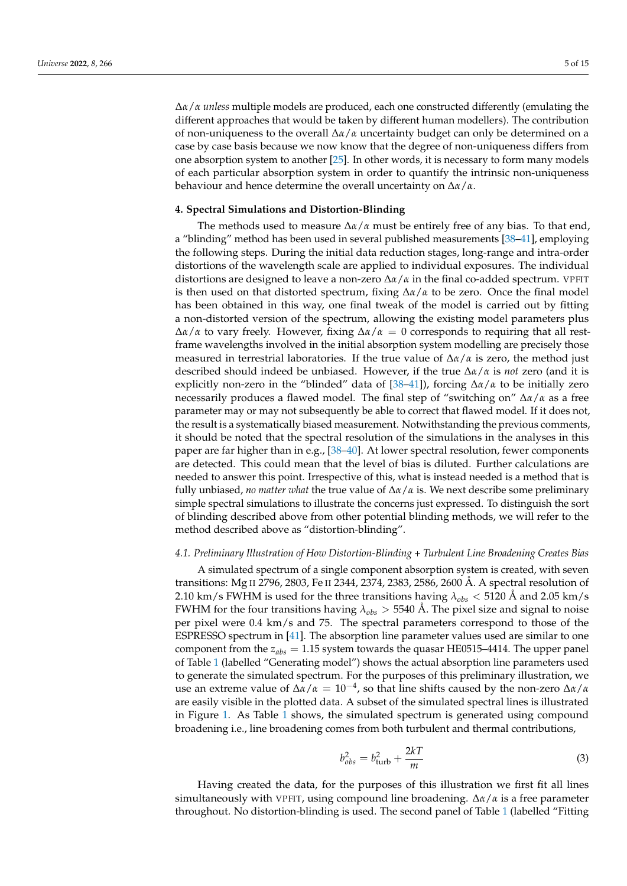$\Delta\alpha/\alpha$ *unless* multiple models are produced, each one constructed differently (emulating the different approaches that would be taken by different human modellers). The contribution of non-uniqueness to the overall $\Delta\alpha/\alpha$ uncertainty budget can only be determined on a case by case basis because we now know that the degree of non-uniqueness differs from one absorption system to another [25]. In other words, it is necessary to form many models of each particular absorption system in order to quantify the intrinsic non-uniqueness behaviour and hence determine the overall uncertainty on $\Delta\alpha/\alpha$.

## 4. Spectral Simulations and Distortion-Blinding

The methods used to measure $\Delta\alpha/\alpha$ must be entirely free of any bias. To that end, a "blinding" method has been used in several published measurements [38–41], employing the following steps. During the initial data reduction stages, long-range and intra-order distortions of the wavelength scale are applied to individual exposures. The individual distortions are designed to leave a non-zero $\Delta\alpha/\alpha$ in the final co-added spectrum. VPFIT is then used on that distorted spectrum, fixing $\Delta\alpha/\alpha$ to be zero. Once the final model has been obtained in this way, one final tweak of the model is carried out by fitting a non-distorted version of the spectrum, allowing the existing model parameters plus $\Delta\alpha/\alpha$ to vary freely. However, fixing $\Delta\alpha/\alpha = 0$ corresponds to requiring that all rest-frame wavelengths involved in the initial absorption system modelling are precisely those measured in terrestrial laboratories. If the true value of $\Delta\alpha/\alpha$ is zero, the method just described should indeed be unbiased. However, if the true $\Delta\alpha/\alpha$ is *not* zero (and it is explicitly non-zero in the "blinded" data of [38–41]), forcing $\Delta\alpha/\alpha$ to be initially zero necessarily produces a flawed model. The final step of "switching on" $\Delta\alpha/\alpha$ as a free parameter may or may not subsequently be able to correct that flawed model. If it does not, the result is a systematically biased measurement. Notwithstanding the previous comments, it should be noted that the spectral resolution of the simulations in the analyses in this paper are far higher than in e.g., [38–40]. At lower spectral resolution, fewer components are detected. This could mean that the level of bias is diluted. Further calculations are needed to answer this point. Irrespective of this, what is instead needed is a method that is fully unbiased, *no matter what* the true value of $\Delta\alpha/\alpha$ is. We next describe some preliminary simple spectral simulations to illustrate the concerns just expressed. To distinguish the sort of blinding described above from other potential blinding methods, we will refer to the method described above as "distortion-blinding".

### *4.1. Preliminary Illustration of How Distortion-Blinding + Turbulent Line Broadening Creates Bias*

A simulated spectrum of a single component absorption system is created, with seven transitions: Mg II 2796, 2803, Fe II 2344, 2374, 2383, 2586, 2600 Å. A spectral resolution of 2.10 km/s FWHM is used for the three transitions having $\lambda_{obs} < 5120$ Å and 2.05 km/s FWHM for the four transitions having $\lambda_{obs} > 5540$ Å. The pixel size and signal to noise per pixel were 0.4 km/s and 75. The spectral parameters correspond to those of the ESPRESSO spectrum in [41]. The absorption line parameter values used are similar to one component from the $z_{abs} = 1.15$ system towards the quasar HE0515–4414. The upper panel of Table 1 (labelled "Generating model") shows the actual absorption line parameters used to generate the simulated spectrum. For the purposes of this preliminary illustration, we use an extreme value of $\Delta\alpha/\alpha = 10^{-4}$, so that line shifts caused by the non-zero $\Delta\alpha/\alpha$ are easily visible in the plotted data. A subset of the simulated spectral lines is illustrated in Figure 1. As Table 1 shows, the simulated spectrum is generated using compound broadening i.e., line broadening comes from both turbulent and thermal contributions,

$$b_{obs}^2 = b_{\text{turb}}^2 + \frac{2kT}{m} \tag{3}$$

Having created the data, for the purposes of this illustration we first fit all lines simultaneously with VPFIT, using compound line broadening. $\Delta\alpha/\alpha$ is a free parameter throughout. No distortion-blinding is used. The second panel of Table 1 (labelled "Fitting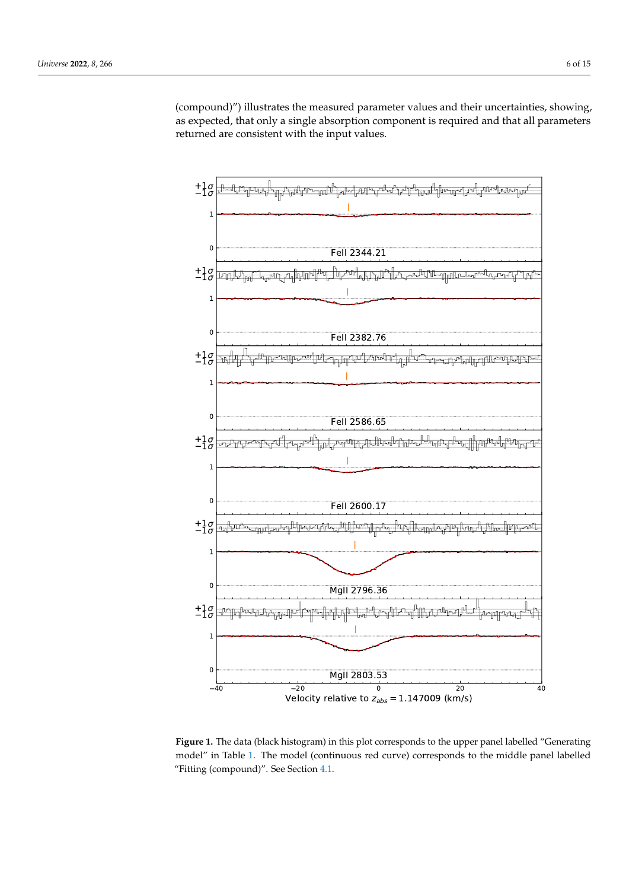(compound)") illustrates the measured parameter values and their uncertainties, showing, as expected, that only a single absorption component is required and that all parameters returned are consistent with the input values.

**Figure 1.** The data (black histogram) in this plot corresponds to the upper panel labelled "Generating model" in Table 1. The model (continuous red curve) corresponds to the middle panel labelled "Fitting (compound)". See Section 4.1.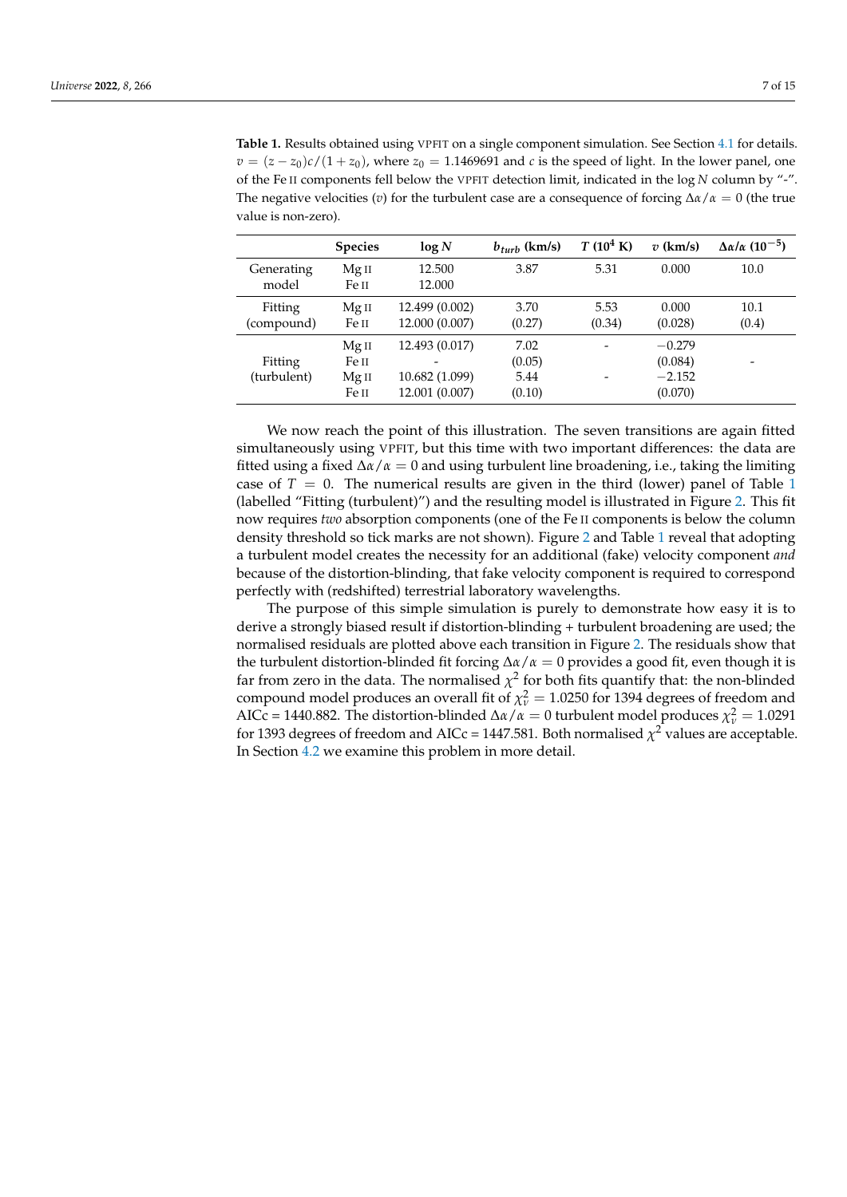**Table 1.** Results obtained using VPFIT on a single component simulation. See Section 4.1 for details. $v = (z - z_0)c/(1 + z_0)$, where $z_0 = 1.1469691$ and $c$ is the speed of light. In the lower panel, one of the Fe II components fell below the VPFIT detection limit, indicated in the $\log N$ column by "-". The negative velocities ($v$) for the turbulent case are a consequence of forcing $\Delta\alpha/\alpha = 0$ (the true value is non-zero).

| | Species | $\log N$ | $b_{turb}$ (km/s) | $T$ ($10^4$ K) | $v$ (km/s) | $\Delta\alpha/\alpha$ ($10^{-5}$) |
|---|---|---|---|---|---|---|
| Generating model | Mg II | 12.500 | 3.87 | 5.31 | 0.000 | 10.0 |
| | Fe II | 12.000 | | | | |
| Fitting (compound) | Mg II | 12.499 (0.002) | 3.70 | 5.53 | 0.000 | 10.1 |
| | Fe II | 12.000 (0.007) | (0.27) | (0.34) | (0.028) | (0.4) |
| Fitting (turbulent) | Mg II | 12.493 (0.017) | 7.02 | - | −0.279 | - |
| | Fe II | - | (0.05) | | (0.084) | |
| | Mg II | 10.682 (1.099) | 5.44 | - | −2.152 | |
| | Fe II | 12.001 (0.007) | (0.10) | | (0.070) | |

We now reach the point of this illustration. The seven transitions are again fitted simultaneously using VPFIT, but this time with two important differences: the data are fitted using a fixed $\Delta\alpha/\alpha = 0$ and using turbulent line broadening, i.e., taking the limiting case of $T = 0$. The numerical results are given in the third (lower) panel of Table 1 (labelled "Fitting (turbulent)") and the resulting model is illustrated in Figure 2. This fit now requires *two* absorption components (one of the Fe II components is below the column density threshold so tick marks are not shown). Figure 2 and Table 1 reveal that adopting a turbulent model creates the necessity for an additional (fake) velocity component *and* because of the distortion-blinding, that fake velocity component is required to correspond perfectly with (redshifted) terrestrial laboratory wavelengths.

The purpose of this simple simulation is purely to demonstrate how easy it is to derive a strongly biased result if distortion-blinding + turbulent broadening are used; the normalised residuals are plotted above each transition in Figure 2. The residuals show that the turbulent distortion-blinded fit forcing $\Delta\alpha/\alpha = 0$ provides a good fit, even though it is far from zero in the data. The normalised $\chi^2$ for both fits quantify that: the non-blinded compound model produces an overall fit of $\chi^2_\nu = 1.0250$ for 1394 degrees of freedom and AICc = 1440.882. The distortion-blinded $\Delta\alpha/\alpha = 0$ turbulent model produces $\chi^2_\nu = 1.0291$ for 1393 degrees of freedom and AICc = 1447.581. Both normalised $\chi^2$ values are acceptable. In Section 4.2 we examine this problem in more detail.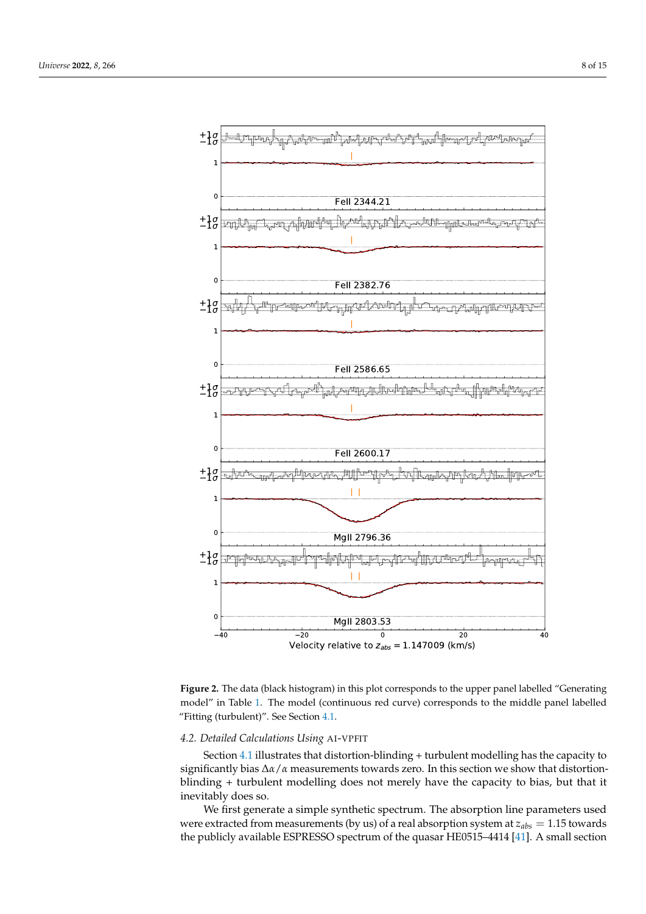**Figure 2.** The data (black histogram) in this plot corresponds to the upper panel labelled "Generating model" in Table 1. The model (continuous red curve) corresponds to the middle panel labelled "Fitting (turbulent)". See Section 4.1.

### 4.2. Detailed Calculations Using AI-VPFIT

Section 4.1 illustrates that distortion-blinding + turbulent modelling has the capacity to significantly bias $\Delta\alpha/\alpha$ measurements towards zero. In this section we show that distortion-blinding + turbulent modelling does not merely have the capacity to bias, but that it inevitably does so.

We first generate a simple synthetic spectrum. The absorption line parameters used were extracted from measurements (by us) of a real absorption system at $z_{abs} = 1.15$ towards the publicly available ESPRESSO spectrum of the quasar HE0515–4414 [41]. A small section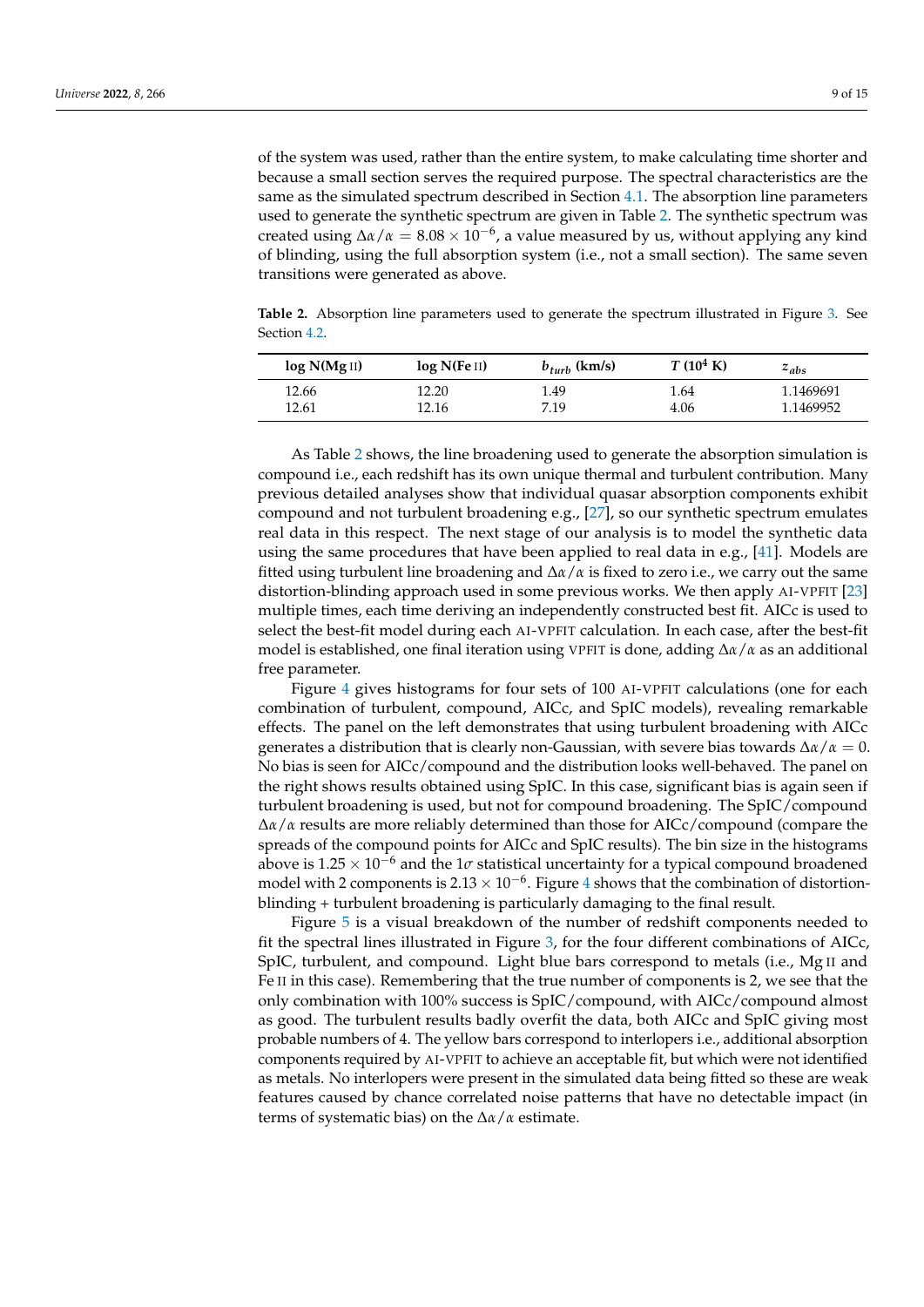of the system was used, rather than the entire system, to make calculating time shorter and because a small section serves the required purpose. The spectral characteristics are the same as the simulated spectrum described in Section 4.1. The absorption line parameters used to generate the synthetic spectrum are given in Table 2. The synthetic spectrum was created using $\Delta\alpha/\alpha = 8.08 \times 10^{-6}$, a value measured by us, without applying any kind of blinding, using the full absorption system (i.e., not a small section). The same seven transitions were generated as above.

**Table 2.** Absorption line parameters used to generate the spectrum illustrated in Figure 3. See Section 4.2.

| log N(Mg II) | log N(Fe II) | $b_{turb}$ (km/s) | $T$ ($10^4$ K) | $z_{abs}$ |
|---|---|---|---|---|
| 12.66 | 12.20 | 1.49 | 1.64 | 1.1469691 |
| 12.61 | 12.16 | 7.19 | 4.06 | 1.1469952 |

As Table 2 shows, the line broadening used to generate the absorption simulation is compound i.e., each redshift has its own unique thermal and turbulent contribution. Many previous detailed analyses show that individual quasar absorption components exhibit compound and not turbulent broadening e.g., [27], so our synthetic spectrum emulates real data in this respect. The next stage of our analysis is to model the synthetic data using the same procedures that have been applied to real data in e.g., [41]. Models are fitted using turbulent line broadening and $\Delta\alpha/\alpha$ is fixed to zero i.e., we carry out the same distortion-blinding approach used in some previous works. We then apply AI-VPFIT [23] multiple times, each time deriving an independently constructed best fit. AICc is used to select the best-fit model during each AI-VPFIT calculation. In each case, after the best-fit model is established, one final iteration using VPFIT is done, adding $\Delta\alpha/\alpha$ as an additional free parameter.

Figure 4 gives histograms for four sets of 100 AI-VPFIT calculations (one for each combination of turbulent, compound, AICc, and SpIC models), revealing remarkable effects. The panel on the left demonstrates that using turbulent broadening with AICc generates a distribution that is clearly non-Gaussian, with severe bias towards $\Delta\alpha/\alpha = 0$. No bias is seen for AICc/compound and the distribution looks well-behaved. The panel on the right shows results obtained using SpIC. In this case, significant bias is again seen if turbulent broadening is used, but not for compound broadening. The SpIC/compound $\Delta\alpha/\alpha$ results are more reliably determined than those for AICc/compound (compare the spreads of the compound points for AICc and SpIC results). The bin size in the histograms above is $1.25 \times 10^{-6}$ and the $1\sigma$ statistical uncertainty for a typical compound broadened model with 2 components is $2.13 \times 10^{-6}$. Figure 4 shows that the combination of distortion-blinding + turbulent broadening is particularly damaging to the final result.

Figure 5 is a visual breakdown of the number of redshift components needed to fit the spectral lines illustrated in Figure 3, for the four different combinations of AICc, SpIC, turbulent, and compound. Light blue bars correspond to metals (i.e., Mg II and Fe II in this case). Remembering that the true number of components is 2, we see that the only combination with 100% success is SpIC/compound, with AICc/compound almost as good. The turbulent results badly overfit the data, both AICc and SpIC giving most probable numbers of 4. The yellow bars correspond to interlopers i.e., additional absorption components required by AI-VPFIT to achieve an acceptable fit, but which were not identified as metals. No interlopers were present in the simulated data being fitted so these are weak features caused by chance correlated noise patterns that have no detectable impact (in terms of systematic bias) on the $\Delta\alpha/\alpha$ estimate.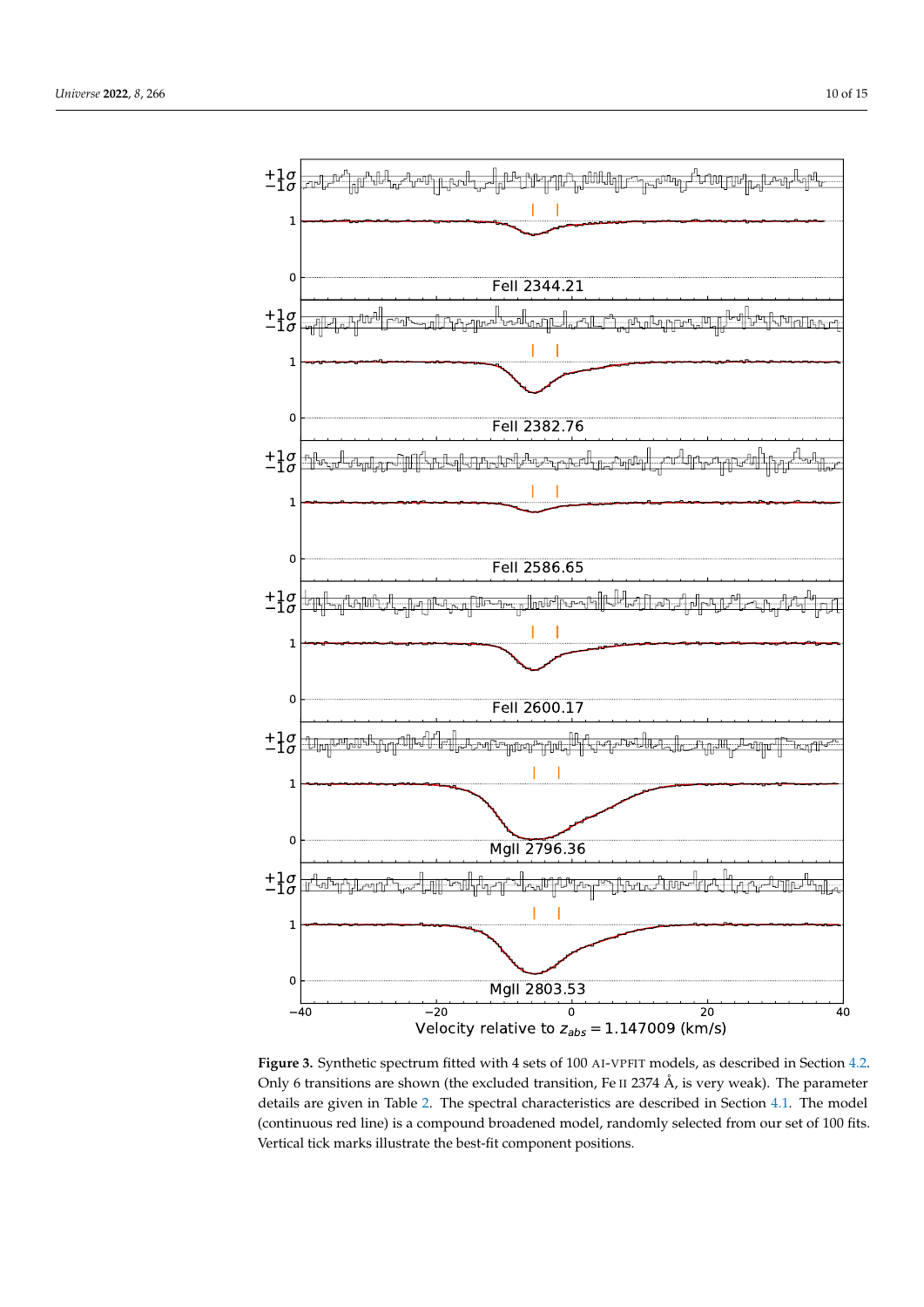**Figure 3.** Synthetic spectrum fitted with 4 sets of 100 AI-VPFIT models, as described in Section 4.2. Only 6 transitions are shown (the excluded transition, Fe II 2374 Å, is very weak). The parameter details are given in Table 2. The spectral characteristics are described in Section 4.1. The model (continuous red line) is a compound broadened model, randomly selected from our set of 100 fits. Vertical tick marks illustrate the best-fit component positions.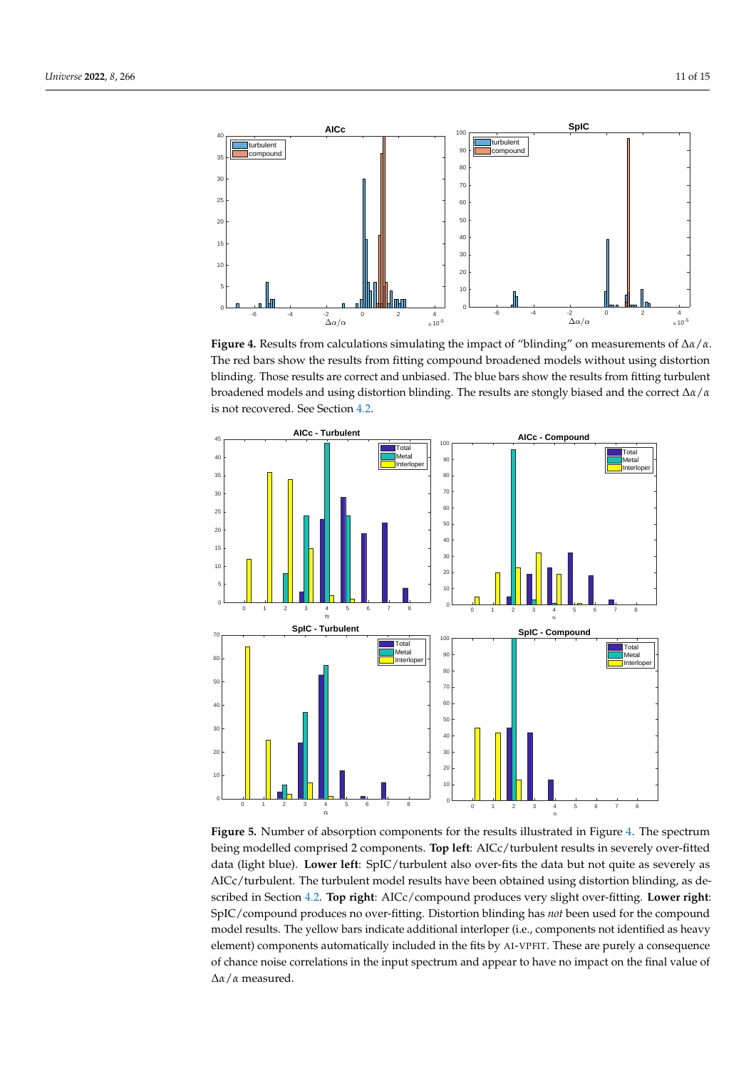**Figure 4.** Results from calculations simulating the impact of "blinding" on measurements of $\Delta\alpha/\alpha$. The red bars show the results from fitting compound broadened models without using distortion blinding. Those results are correct and unbiased. The blue bars show the results from fitting turbulent broadened models and using distortion blinding. The results are stongly biased and the correct $\Delta\alpha/\alpha$ is not recovered. See Section 4.2.

**Figure 5.** Number of absorption components for the results illustrated in Figure 4. The spectrum being modelled comprised 2 components. **Top left**: AICc/turbulent results in severely over-fitted data (light blue). **Lower left**: SpIC/turbulent also over-fits the data but not quite as severely as AICc/turbulent. The turbulent model results have been obtained using distortion blinding, as described in Section 4.2. **Top right**: AICc/compound produces very slight over-fitting. **Lower right**: SpIC/compound produces no over-fitting. Distortion blinding has *not* been used for the compound model results. The yellow bars indicate additional interloper (i.e., components not identified as heavy element) components automatically included in the fits by AI-VPFIT. These are purely a consequence of chance noise correlations in the input spectrum and appear to have no impact on the final value of $\Delta\alpha/\alpha$ measured.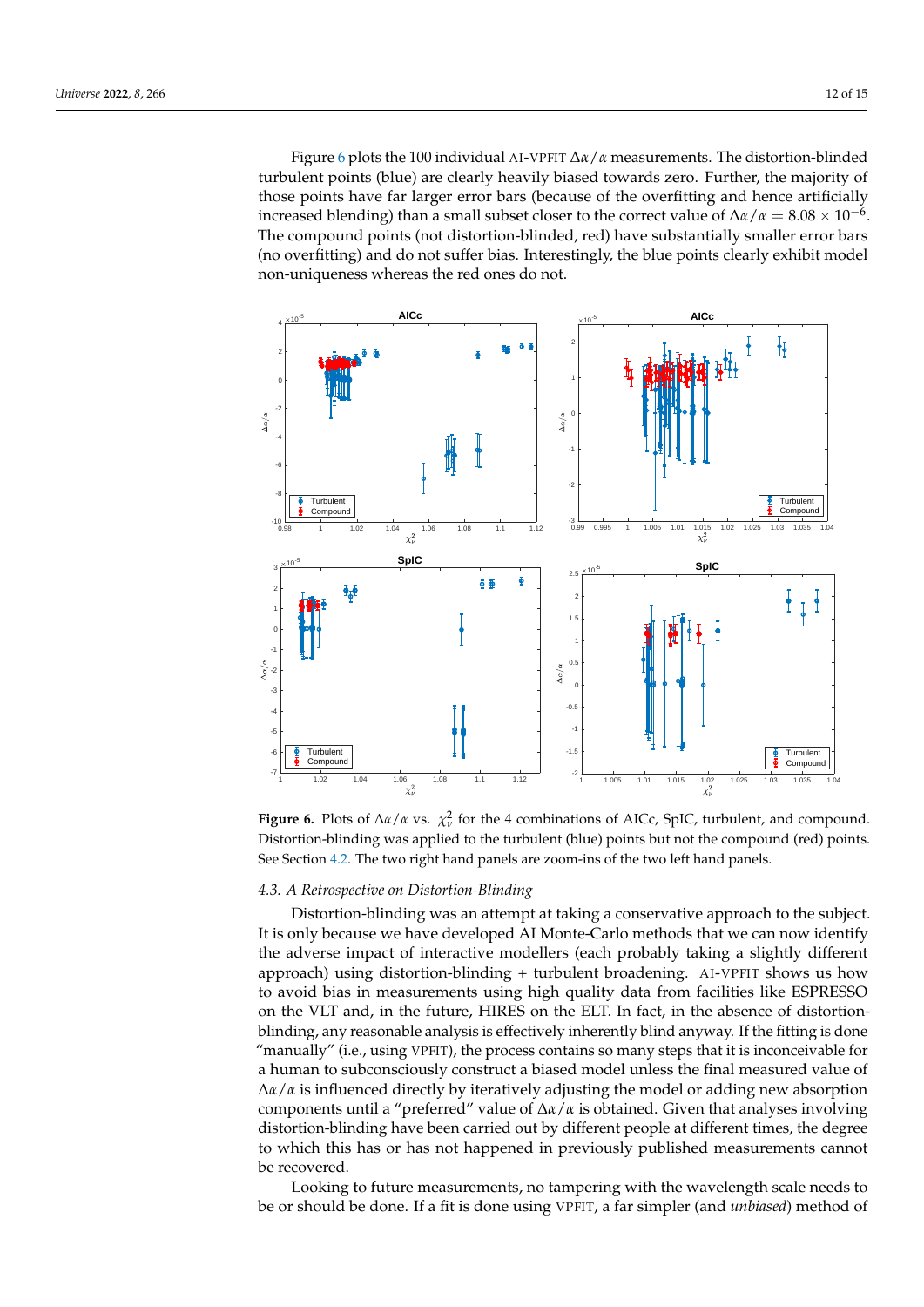Figure 6 plots the 100 individual AI-VPFIT $\Delta\alpha/\alpha$ measurements. The distortion-blinded turbulent points (blue) are clearly heavily biased towards zero. Further, the majority of those points have far larger error bars (because of the overfitting and hence artificially increased blending) than a small subset closer to the correct value of $\Delta\alpha/\alpha = 8.08 \times 10^{-6}$. The compound points (not distortion-blinded, red) have substantially smaller error bars (no overfitting) and do not suffer bias. Interestingly, the blue points clearly exhibit model non-uniqueness whereas the red ones do not.

**Figure 6.** Plots of $\Delta\alpha/\alpha$ vs. $\chi^2_\nu$ for the 4 combinations of AICc, SpIC, turbulent, and compound. Distortion-blinding was applied to the turbulent (blue) points but not the compound (red) points. See Section 4.2. The two right hand panels are zoom-ins of the two left hand panels.

### 4.3. A Retrospective on Distortion-Blinding

Distortion-blinding was an attempt at taking a conservative approach to the subject. It is only because we have developed AI Monte-Carlo methods that we can now identify the adverse impact of interactive modellers (each probably taking a slightly different approach) using distortion-blinding + turbulent broadening. AI-VPFIT shows us how to avoid bias in measurements using high quality data from facilities like ESPRESSO on the VLT and, in the future, HIRES on the ELT. In fact, in the absence of distortion-blinding, any reasonable analysis is effectively inherently blind anyway. If the fitting is done "manually" (i.e., using VPFIT), the process contains so many steps that it is inconceivable for a human to subconsciously construct a biased model unless the final measured value of $\Delta\alpha/\alpha$ is influenced directly by iteratively adjusting the model or adding new absorption components until a "preferred" value of $\Delta\alpha/\alpha$ is obtained. Given that analyses involving distortion-blinding have been carried out by different people at different times, the degree to which this has or has not happened in previously published measurements cannot be recovered.

Looking to future measurements, no tampering with the wavelength scale needs to be or should be done. If a fit is done using VPFIT, a far simpler (and *unbiased*) method of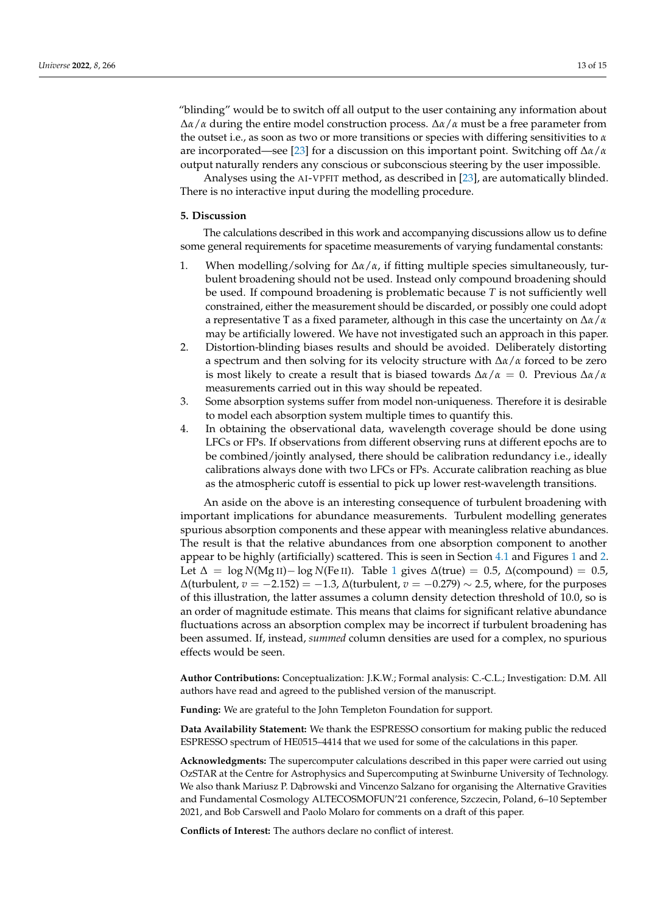"blinding" would be to switch off all output to the user containing any information about $\Delta\alpha/\alpha$ during the entire model construction process. $\Delta\alpha/\alpha$ must be a free parameter from the outset i.e., as soon as two or more transitions or species with differing sensitivities to $\alpha$ are incorporated—see [23] for a discussion on this important point. Switching off $\Delta\alpha/\alpha$ output naturally renders any conscious or subconscious steering by the user impossible.

Analyses using the AI-VPFIT method, as described in [23], are automatically blinded. There is no interactive input during the modelling procedure.

## 5. Discussion

The calculations described in this work and accompanying discussions allow us to define some general requirements for spacetime measurements of varying fundamental constants:

1. When modelling/solving for $\Delta\alpha/\alpha$, if fitting multiple species simultaneously, turbulent broadening should not be used. Instead only compound broadening should be used. If compound broadening is problematic because $T$ is not sufficiently well constrained, either the measurement should be discarded, or possibly one could adopt a representative T as a fixed parameter, although in this case the uncertainty on $\Delta\alpha/\alpha$ may be artificially lowered. We have not investigated such an approach in this paper.
2. Distortion-blinding biases results and should be avoided. Deliberately distorting a spectrum and then solving for its velocity structure with $\Delta\alpha/\alpha$ forced to be zero is most likely to create a result that is biased towards $\Delta\alpha/\alpha = 0$. Previous $\Delta\alpha/\alpha$ measurements carried out in this way should be repeated.
3. Some absorption systems suffer from model non-uniqueness. Therefore it is desirable to model each absorption system multiple times to quantify this.
4. In obtaining the observational data, wavelength coverage should be done using LFCs or FPs. If observations from different observing runs at different epochs are to be combined/jointly analysed, there should be calibration redundancy i.e., ideally calibrations always done with two LFCs or FPs. Accurate calibration reaching as blue as the atmospheric cutoff is essential to pick up lower rest-wavelength transitions.

An aside on the above is an interesting consequence of turbulent broadening with important implications for abundance measurements. Turbulent modelling generates spurious absorption components and these appear with meaningless relative abundances. The result is that the relative abundances from one absorption component to another appear to be highly (artificially) scattered. This is seen in Section 4.1 and Figures 1 and 2. Let $\Delta = \log N(\text{Mg II}) - \log N(\text{Fe II})$. Table 1 gives $\Delta(\text{true}) = 0.5$, $\Delta(\text{compound}) = 0.5$, $\Delta(\text{turbulent}, v = -2.152) = -1.3$, $\Delta(\text{turbulent}, v = -0.279) \sim 2.5$, where, for the purposes of this illustration, the latter assumes a column density detection threshold of 10.0, so is an order of magnitude estimate. This means that claims for significant relative abundance fluctuations across an absorption complex may be incorrect if turbulent broadening has been assumed. If, instead, *summed* column densities are used for a complex, no spurious effects would be seen.

**Author Contributions:** Conceptualization: J.K.W.; Formal analysis: C.-C.L.; Investigation: D.M. All authors have read and agreed to the published version of the manuscript.

**Funding:** We are grateful to the John Templeton Foundation for support.

**Data Availability Statement:** We thank the ESPRESSO consortium for making public the reduced ESPRESSO spectrum of HE0515–4414 that we used for some of the calculations in this paper.

**Acknowledgments:** The supercomputer calculations described in this paper were carried out using OzSTAR at the Centre for Astrophysics and Supercomputing at Swinburne University of Technology. We also thank Mariusz P. Dąbrowski and Vincenzo Salzano for organising the Alternative Gravities and Fundamental Cosmology ALTECOSMOFUN'21 conference, Szczecin, Poland, 6–10 September 2021, and Bob Carswell and Paolo Molaro for comments on a draft of this paper.

**Conflicts of Interest:** The authors declare no conflict of interest.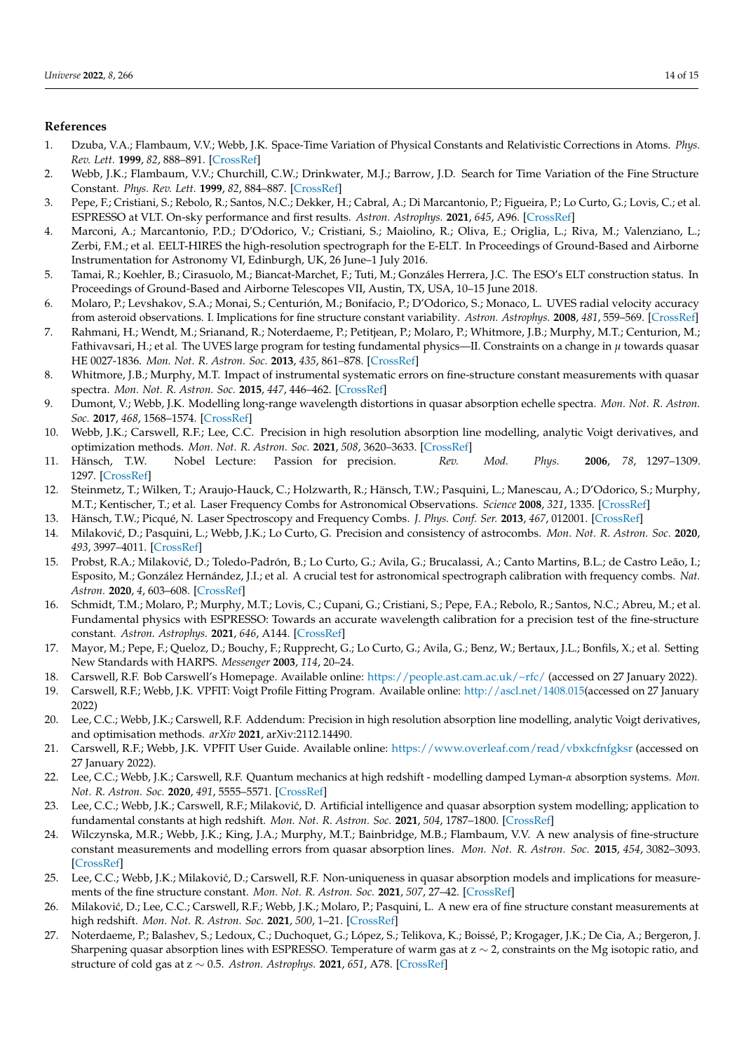## References

1. Dzuba, V.A.; Flambaum, V.V.; Webb, J.K. Space-Time Variation of Physical Constants and Relativistic Corrections in Atoms. *Phys. Rev. Lett.* **1999**, *82*, 888–891. [CrossRef]
2. Webb, J.K.; Flambaum, V.V.; Churchill, C.W.; Drinkwater, M.J.; Barrow, J.D. Search for Time Variation of the Fine Structure Constant. *Phys. Rev. Lett.* **1999**, *82*, 884–887. [CrossRef]
3. Pepe, F.; Cristiani, S.; Rebolo, R.; Santos, N.C.; Dekker, H.; Cabral, A.; Di Marcantonio, P.; Figueira, P.; Lo Curto, G.; Lovis, C.; et al. ESPRESSO at VLT. On-sky performance and first results. *Astron. Astrophys.* **2021**, *645*, A96. [CrossRef]
4. Marconi, A.; Marcantonio, P.D.; D'Odorico, V.; Cristiani, S.; Maiolino, R.; Oliva, E.; Origlia, L.; Riva, M.; Valenziano, L.; Zerbi, F.M.; et al. EELT-HIRES the high-resolution spectrograph for the E-ELT. In Proceedings of Ground-Based and Airborne Instrumentation for Astronomy VI, Edinburgh, UK, 26 June–1 July 2016.
5. Tamai, R.; Koehler, B.; Cirasuolo, M.; Biancat-Marchet, F.; Tuti, M.; Gonzáles Herrera, J.C. The ESO's ELT construction status. In Proceedings of Ground-Based and Airborne Telescopes VII, Austin, TX, USA, 10–15 June 2018.
6. Molaro, P.; Levshakov, S.A.; Monai, S.; Centurión, M.; Bonifacio, P.; D'Odorico, S.; Monaco, L. UVES radial velocity accuracy from asteroid observations. I. Implications for fine structure constant variability. *Astron. Astrophys.* **2008**, *481*, 559–569. [CrossRef]
7. Rahmani, H.; Wendt, M.; Srianand, R.; Noterdaeme, P.; Petitjean, P.; Molaro, P.; Whitmore, J.B.; Murphy, M.T.; Centurion, M.; Fathivavsari, H.; et al. The UVES large program for testing fundamental physics—II. Constraints on a change in $\mu$ towards quasar HE 0027-1836. *Mon. Not. R. Astron. Soc.* **2013**, *435*, 861–878. [CrossRef]
8. Whitmore, J.B.; Murphy, M.T. Impact of instrumental systematic errors on fine-structure constant measurements with quasar spectra. *Mon. Not. R. Astron. Soc.* **2015**, *447*, 446–462. [CrossRef]
9. Dumont, V.; Webb, J.K. Modelling long-range wavelength distortions in quasar absorption echelle spectra. *Mon. Not. R. Astron. Soc.* **2017**, *468*, 1568–1574. [CrossRef]
10. Webb, J.K.; Carswell, R.F.; Lee, C.C. Precision in high resolution absorption line modelling, analytic Voigt derivatives, and optimization methods. *Mon. Not. R. Astron. Soc.* **2021**, *508*, 3620–3633. [CrossRef]
11. Hänsch, T.W. Nobel Lecture: Passion for precision. *Rev. Mod. Phys.* **2006**, *78*, 1297–1309. 1297. [CrossRef]
12. Steinmetz, T.; Wilken, T.; Araujo-Hauck, C.; Holzwarth, R.; Hänsch, T.W.; Pasquini, L.; Manescau, A.; D'Odorico, S.; Murphy, M.T.; Kentischer, T.; et al. Laser Frequency Combs for Astronomical Observations. *Science* **2008**, *321*, 1335. [CrossRef]
13. Hänsch, T.W.; Picqué, N. Laser Spectroscopy and Frequency Combs. *J. Phys. Conf. Ser.* **2013**, *467*, 012001. [CrossRef]
14. Milaković, D.; Pasquini, L.; Webb, J.K.; Lo Curto, G. Precision and consistency of astrocombs. *Mon. Not. R. Astron. Soc.* **2020**, *493*, 3997–4011. [CrossRef]
15. Probst, R.A.; Milaković, D.; Toledo-Padrón, B.; Lo Curto, G.; Avila, G.; Brucalassi, A.; Canto Martins, B.L.; de Castro Leão, I.; Esposito, M.; González Hernández, J.I.; et al. A crucial test for astronomical spectrograph calibration with frequency combs. *Nat. Astron.* **2020**, *4*, 603–608. [CrossRef]
16. Schmidt, T.M.; Molaro, P.; Murphy, M.T.; Lovis, C.; Cupani, G.; Cristiani, S.; Pepe, F.A.; Rebolo, R.; Santos, N.C.; Abreu, M.; et al. Fundamental physics with ESPRESSO: Towards an accurate wavelength calibration for a precision test of the fine-structure constant. *Astron. Astrophys.* **2021**, *646*, A144. [CrossRef]
17. Mayor, M.; Pepe, F.; Queloz, D.; Bouchy, F.; Rupprecht, G.; Lo Curto, G.; Avila, G.; Benz, W.; Bertaux, J.L.; Bonfils, X.; et al. Setting New Standards with HARPS. *Messenger* **2003**, *114*, 20–24.
18. Carswell, R.F. Bob Carswell's Homepage. Available online: https://people.ast.cam.ac.uk/~rfc/ (accessed on 27 January 2022).
19. Carswell, R.F.; Webb, J.K. VPFIT: Voigt Profile Fitting Program. Available online: http://ascl.net/1408.015(accessed on 27 January 2022)
20. Lee, C.C.; Webb, J.K.; Carswell, R.F. Addendum: Precision in high resolution absorption line modelling, analytic Voigt derivatives, and optimisation methods. *arXiv* **2021**, arXiv:2112.14490.
21. Carswell, R.F.; Webb, J.K. VPFIT User Guide. Available online: https://www.overleaf.com/read/vbxkcfnfgksr (accessed on 27 January 2022).
22. Lee, C.C.; Webb, J.K.; Carswell, R.F. Quantum mechanics at high redshift - modelling damped Lyman-$\alpha$ absorption systems. *Mon. Not. R. Astron. Soc.* **2020**, *491*, 5555–5571. [CrossRef]
23. Lee, C.C.; Webb, J.K.; Carswell, R.F.; Milaković, D. Artificial intelligence and quasar absorption system modelling; application to fundamental constants at high redshift. *Mon. Not. R. Astron. Soc.* **2021**, *504*, 1787–1800. [CrossRef]
24. Wilczynska, M.R.; Webb, J.K.; King, J.A.; Murphy, M.T.; Bainbridge, M.B.; Flambaum, V.V. A new analysis of fine-structure constant measurements and modelling errors from quasar absorption lines. *Mon. Not. R. Astron. Soc.* **2015**, *454*, 3082–3093. [CrossRef]
25. Lee, C.C.; Webb, J.K.; Milaković, D.; Carswell, R.F. Non-uniqueness in quasar absorption models and implications for measurements of the fine structure constant. *Mon. Not. R. Astron. Soc.* **2021**, *507*, 27–42. [CrossRef]
26. Milaković, D.; Lee, C.C.; Carswell, R.F.; Webb, J.K.; Molaro, P.; Pasquini, L. A new era of fine structure constant measurements at high redshift. *Mon. Not. R. Astron. Soc.* **2021**, *500*, 1–21. [CrossRef]
27. Noterdaeme, P.; Balashev, S.; Ledoux, C.; Duchoquet, G.; López, S.; Telikova, K.; Boissé, P.; Krogager, J.K.; De Cia, A.; Bergeron, J. Sharpening quasar absorption lines with ESPRESSO. Temperature of warm gas at $z \sim 2$, constraints on the Mg isotopic ratio, and structure of cold gas at $z \sim 0.5$. *Astron. Astrophys.* **2021**, *651*, A78. [CrossRef]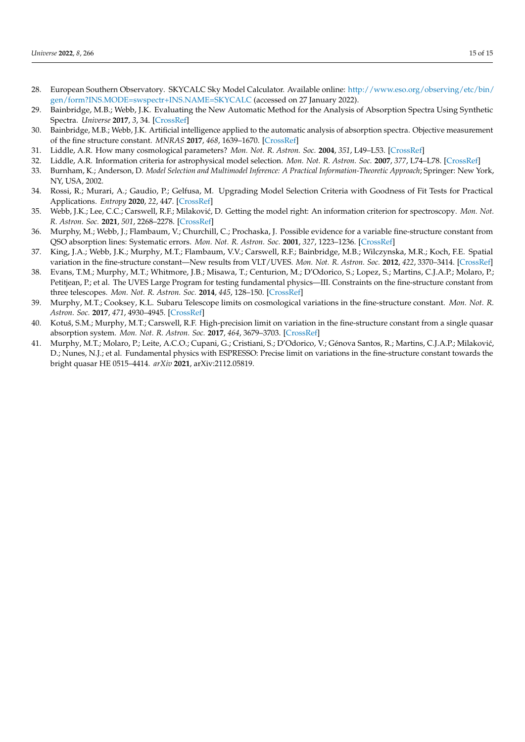28. European Southern Observatory. SKYCALC Sky Model Calculator. Available online: http://www.eso.org/observing/etc/bin/gen/form?INS.MODE=swspectr+INS.NAME=SKYCALC (accessed on 27 January 2022).
29. Bainbridge, M.B.; Webb, J.K. Evaluating the New Automatic Method for the Analysis of Absorption Spectra Using Synthetic Spectra. *Universe* **2017**, *3*, 34. [CrossRef]
30. Bainbridge, M.B.; Webb, J.K. Artificial intelligence applied to the automatic analysis of absorption spectra. Objective measurement of the fine structure constant. *MNRAS* **2017**, *468*, 1639–1670. [CrossRef]
31. Liddle, A.R. How many cosmological parameters? *Mon. Not. R. Astron. Soc.* **2004**, *351*, L49–L53. [CrossRef]
32. Liddle, A.R. Information criteria for astrophysical model selection. *Mon. Not. R. Astron. Soc.* **2007**, *377*, L74–L78. [CrossRef]
33. Burnham, K.; Anderson, D. *Model Selection and Multimodel Inference: A Practical Information-Theoretic Approach*; Springer: New York, NY, USA, 2002.
34. Rossi, R.; Murari, A.; Gaudio, P.; Gelfusa, M. Upgrading Model Selection Criteria with Goodness of Fit Tests for Practical Applications. *Entropy* **2020**, *22*, 447. [CrossRef]
35. Webb, J.K.; Lee, C.C.; Carswell, R.F.; Milaković, D. Getting the model right: An information criterion for spectroscopy. *Mon. Not. R. Astron. Soc.* **2021**, *501*, 2268–2278. [CrossRef]
36. Murphy, M.; Webb, J.; Flambaum, V.; Churchill, C.; Prochaska, J. Possible evidence for a variable fine-structure constant from QSO absorption lines: Systematic errors. *Mon. Not. R. Astron. Soc.* **2001**, *327*, 1223–1236. [CrossRef]
37. King, J.A.; Webb, J.K.; Murphy, M.T.; Flambaum, V.V.; Carswell, R.F.; Bainbridge, M.B.; Wilczynska, M.R.; Koch, F.E. Spatial variation in the fine-structure constant—New results from VLT/UVES. *Mon. Not. R. Astron. Soc.* **2012**, *422*, 3370–3414. [CrossRef]
38. Evans, T.M.; Murphy, M.T.; Whitmore, J.B.; Misawa, T.; Centurion, M.; D'Odorico, S.; Lopez, S.; Martins, C.J.A.P.; Molaro, P.; Petitjean, P.; et al. The UVES Large Program for testing fundamental physics—III. Constraints on the fine-structure constant from three telescopes. *Mon. Not. R. Astron. Soc.* **2014**, *445*, 128–150. [CrossRef]
39. Murphy, M.T.; Cooksey, K.L. Subaru Telescope limits on cosmological variations in the fine-structure constant. *Mon. Not. R. Astron. Soc.* **2017**, *471*, 4930–4945. [CrossRef]
40. Kotuš, S.M.; Murphy, M.T.; Carswell, R.F. High-precision limit on variation in the fine-structure constant from a single quasar absorption system. *Mon. Not. R. Astron. Soc.* **2017**, *464*, 3679–3703. [CrossRef]
41. Murphy, M.T.; Molaro, P.; Leite, A.C.O.; Cupani, G.; Cristiani, S.; D'Odorico, V.; Génova Santos, R.; Martins, C.J.A.P.; Milaković, D.; Nunes, N.J.; et al. Fundamental physics with ESPRESSO: Precise limit on variations in the fine-structure constant towards the bright quasar HE 0515–4414. *arXiv* **2021**, arXiv:2112.05819.